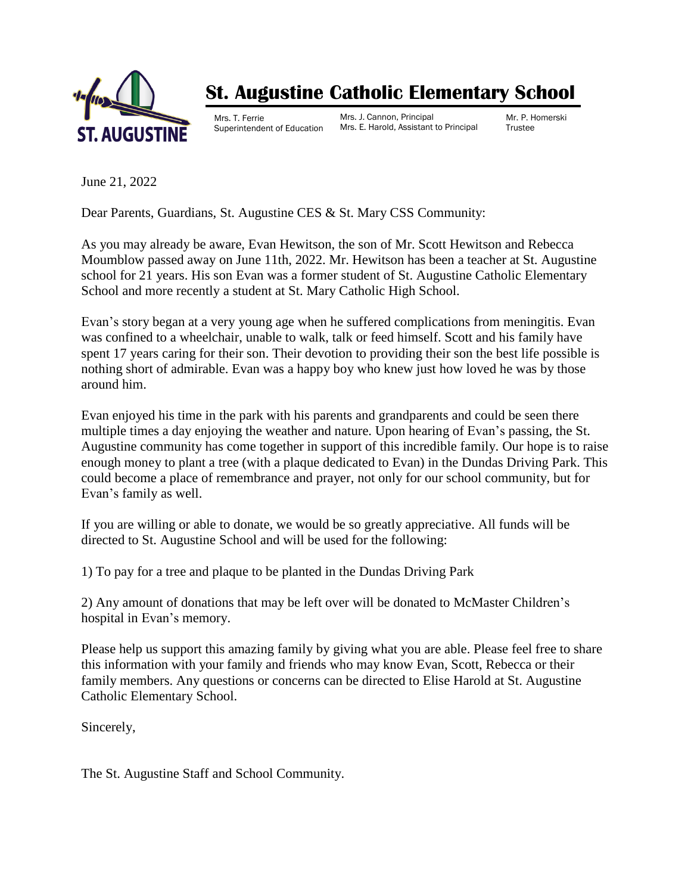# St. Augustine Catholic Elementary School

Mrs. T. Ferrie
Superintendent of Education

Mrs. J. Cannon, Principal
Mrs. E. Harold, Assistant to Principal

Mr. P. Homerski
Trustee

June 21, 2022

Dear Parents, Guardians, St. Augustine CES & St. Mary CSS Community:

As you may already be aware, Evan Hewitson, the son of Mr. Scott Hewitson and Rebecca Moumblow passed away on June 11th, 2022. Mr. Hewitson has been a teacher at St. Augustine school for 21 years. His son Evan was a former student of St. Augustine Catholic Elementary School and more recently a student at St. Mary Catholic High School.

Evan's story began at a very young age when he suffered complications from meningitis. Evan was confined to a wheelchair, unable to walk, talk or feed himself. Scott and his family have spent 17 years caring for their son. Their devotion to providing their son the best life possible is nothing short of admirable. Evan was a happy boy who knew just how loved he was by those around him.

Evan enjoyed his time in the park with his parents and grandparents and could be seen there multiple times a day enjoying the weather and nature. Upon hearing of Evan's passing, the St. Augustine community has come together in support of this incredible family. Our hope is to raise enough money to plant a tree (with a plaque dedicated to Evan) in the Dundas Driving Park. This could become a place of remembrance and prayer, not only for our school community, but for Evan's family as well.

If you are willing or able to donate, we would be so greatly appreciative. All funds will be directed to St. Augustine School and will be used for the following:

1) To pay for a tree and plaque to be planted in the Dundas Driving Park

2) Any amount of donations that may be left over will be donated to McMaster Children's hospital in Evan's memory.

Please help us support this amazing family by giving what you are able. Please feel free to share this information with your family and friends who may know Evan, Scott, Rebecca or their family members. Any questions or concerns can be directed to Elise Harold at St. Augustine Catholic Elementary School.

Sincerely,

The St. Augustine Staff and School Community.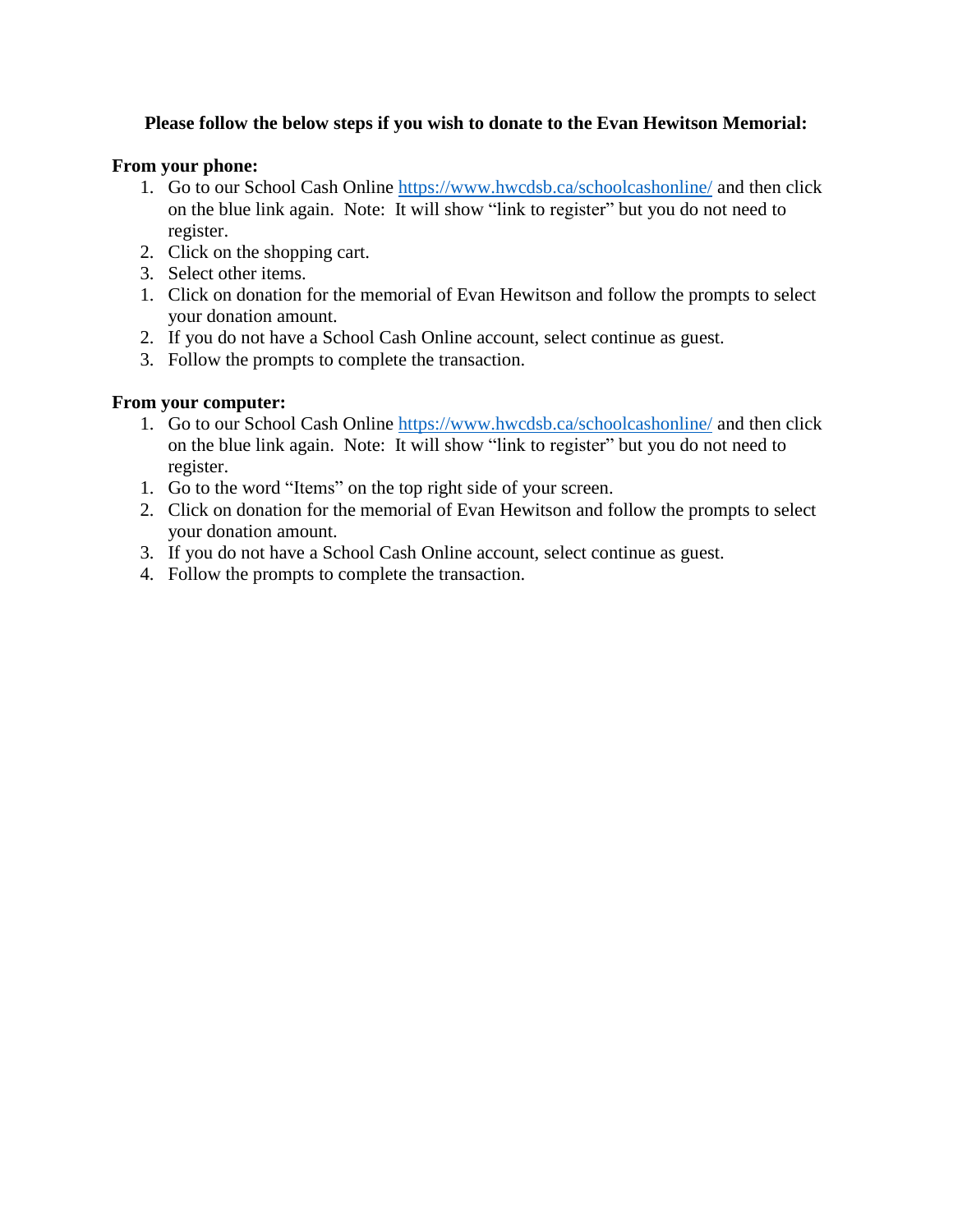**Please follow the below steps if you wish to donate to the Evan Hewitson Memorial:**

**From your phone:**

1. Go to our School Cash Online https://www.hwcdsb.ca/schoolcashonline/ and then click on the blue link again. Note: It will show "link to register" but you do not need to register.
2. Click on the shopping cart.
3. Select other items.
1. Click on donation for the memorial of Evan Hewitson and follow the prompts to select your donation amount.
2. If you do not have a School Cash Online account, select continue as guest.
3. Follow the prompts to complete the transaction.

**From your computer:**

1. Go to our School Cash Online https://www.hwcdsb.ca/schoolcashonline/ and then click on the blue link again. Note: It will show "link to register" but you do not need to register.
1. Go to the word "Items" on the top right side of your screen.
2. Click on donation for the memorial of Evan Hewitson and follow the prompts to select your donation amount.
3. If you do not have a School Cash Online account, select continue as guest.
4. Follow the prompts to complete the transaction.